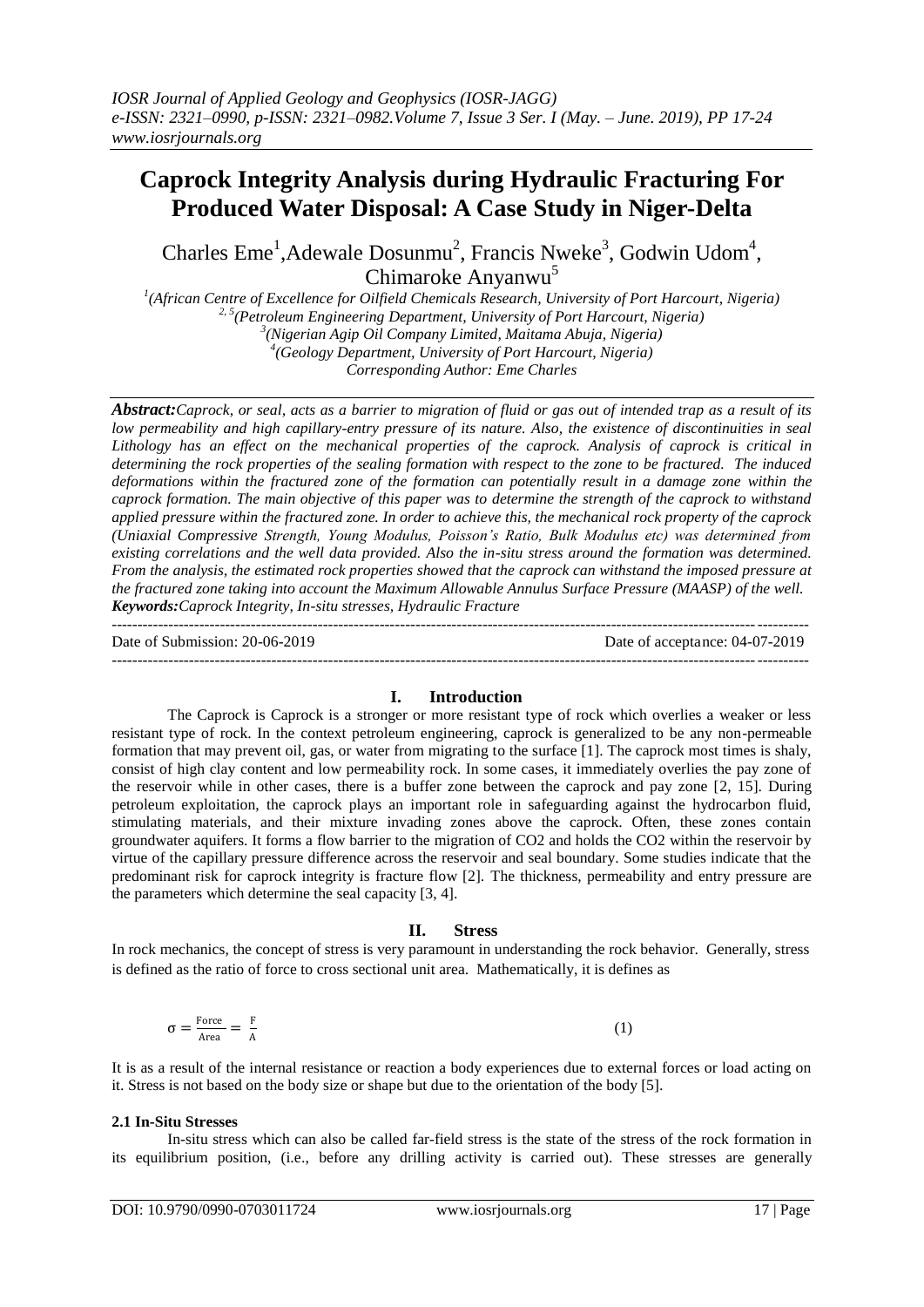# Caprock Integrity Analysis during Hydraulic Fracturing For Produced Water Disposal: A Case Study in Niger-Delta

Charles Eme[1], Adewale Dosunmu[2], Francis Nweke[3], Godwin Udom[4], Chimaroke Anyanwu[5]

[1](African Centre of Excellence for Oilfield Chemicals Research, University of Port Harcourt, Nigeria)
[2, 5](Petroleum Engineering Department, University of Port Harcourt, Nigeria)
[3](Nigerian Agip Oil Company Limited, Maitama Abuja, Nigeria)
[4](Geology Department, University of Port Harcourt, Nigeria)
Corresponding Author: Eme Charles

***Abstract:*** *Caprock, or seal, acts as a barrier to migration of fluid or gas out of intended trap as a result of its low permeability and high capillary-entry pressure of its nature. Also, the existence of discontinuities in seal Lithology has an effect on the mechanical properties of the caprock. Analysis of caprock is critical in determining the rock properties of the sealing formation with respect to the zone to be fractured. The induced deformations within the fractured zone of the formation can potentially result in a damage zone within the caprock formation. The main objective of this paper was to determine the strength of the caprock to withstand applied pressure within the fractured zone. In order to achieve this, the mechanical rock property of the caprock (Uniaxial Compressive Strength, Young Modulus, Poisson's Ratio, Bulk Modulus etc) was determined from existing correlations and the well data provided. Also the in-situ stress around the formation was determined. From the analysis, the estimated rock properties showed that the caprock can withstand the imposed pressure at the fractured zone taking into account the Maximum Allowable Annulus Surface Pressure (MAASP) of the well.*

***Keywords:*** *Caprock Integrity, In-situ stresses, Hydraulic Fracture*

Date of Submission: 20-06-2019 Date of acceptance: 04-07-2019

## I. Introduction

The Caprock is Caprock is a stronger or more resistant type of rock which overlies a weaker or less resistant type of rock. In the context petroleum engineering, caprock is generalized to be any non-permeable formation that may prevent oil, gas, or water from migrating to the surface [1]. The caprock most times is shaly, consist of high clay content and low permeability rock. In some cases, it immediately overlies the pay zone of the reservoir while in other cases, there is a buffer zone between the caprock and pay zone [2, 15]. During petroleum exploitation, the caprock plays an important role in safeguarding against the hydrocarbon fluid, stimulating materials, and their mixture invading zones above the caprock. Often, these zones contain groundwater aquifers. It forms a flow barrier to the migration of $CO_2$ and holds the $CO_2$ within the reservoir by virtue of the capillary pressure difference across the reservoir and seal boundary. Some studies indicate that the predominant risk for caprock integrity is fracture flow [2]. The thickness, permeability and entry pressure are the parameters which determine the seal capacity [3, 4].

## II. Stress

In rock mechanics, the concept of stress is very paramount in understanding the rock behavior. Generally, stress is defined as the ratio of force to cross sectional unit area. Mathematically, it is defines as

$$\sigma = \frac{\text{Force}}{\text{Area}} = \frac{F}{A} \tag{1}$$

It is as a result of the internal resistance or reaction a body experiences due to external forces or load acting on it. Stress is not based on the body size or shape but due to the orientation of the body [5].

### 2.1 In-Situ Stresses

In-situ stress which can also be called far-field stress is the state of the stress of the rock formation in its equilibrium position, (i.e., before any drilling activity is carried out). These stresses are generally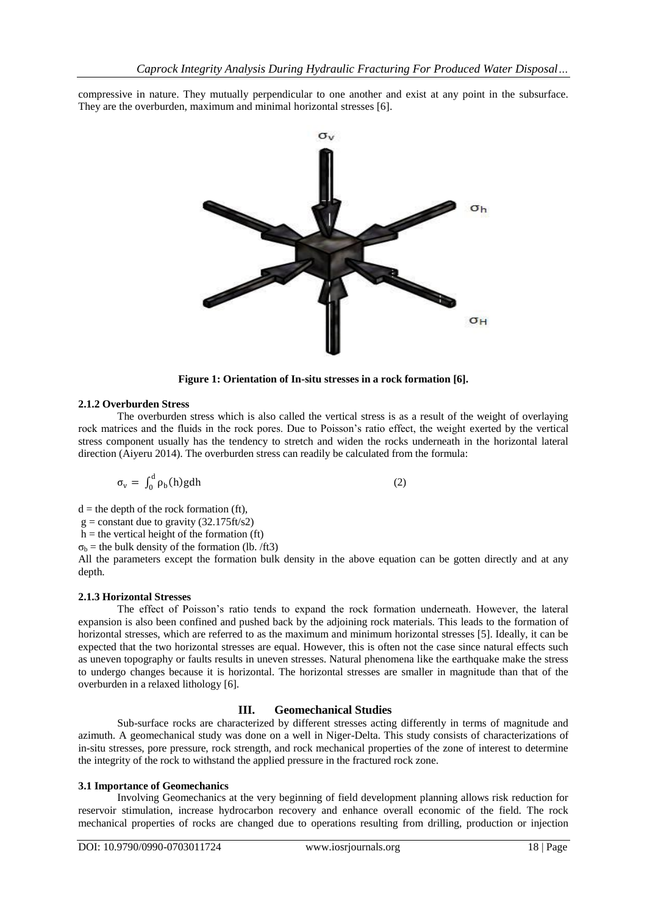compressive in nature. They mutually perpendicular to one another and exist at any point in the subsurface. They are the overburden, maximum and minimal horizontal stresses [6].

**Figure 1: Orientation of In-situ stresses in a rock formation [6].**

### 2.1.2 Overburden Stress

The overburden stress which is also called the vertical stress is as a result of the weight of overlaying rock matrices and the fluids in the rock pores. Due to Poisson's ratio effect, the weight exerted by the vertical stress component usually has the tendency to stretch and widen the rocks underneath in the horizontal lateral direction (Aiyeru 2014). The overburden stress can readily be calculated from the formula:

$$\sigma_v = \int_0^d \rho_b(h)gdh \qquad (2)$$

$d$ = the depth of the rock formation (ft),
$g$ = constant due to gravity (32.175ft/s2)
$h$ = the vertical height of the formation (ft)
$\sigma_b$ = the bulk density of the formation (lb. /ft3)
All the parameters except the formation bulk density in the above equation can be gotten directly and at any depth.

### 2.1.3 Horizontal Stresses

The effect of Poisson's ratio tends to expand the rock formation underneath. However, the lateral expansion is also been confined and pushed back by the adjoining rock materials. This leads to the formation of horizontal stresses, which are referred to as the maximum and minimum horizontal stresses [5]. Ideally, it can be expected that the two horizontal stresses are equal. However, this is often not the case since natural effects such as uneven topography or faults results in uneven stresses. Natural phenomena like the earthquake make the stress to undergo changes because it is horizontal. The horizontal stresses are smaller in magnitude than that of the overburden in a relaxed lithology [6].

## III. Geomechanical Studies

Sub-surface rocks are characterized by different stresses acting differently in terms of magnitude and azimuth. A geomechanical study was done on a well in Niger-Delta. This study consists of characterizations of in-situ stresses, pore pressure, rock strength, and rock mechanical properties of the zone of interest to determine the integrity of the rock to withstand the applied pressure in the fractured rock zone.

### 3.1 Importance of Geomechanics

Involving Geomechanics at the very beginning of field development planning allows risk reduction for reservoir stimulation, increase hydrocarbon recovery and enhance overall economic of the field. The rock mechanical properties of rocks are changed due to operations resulting from drilling, production or injection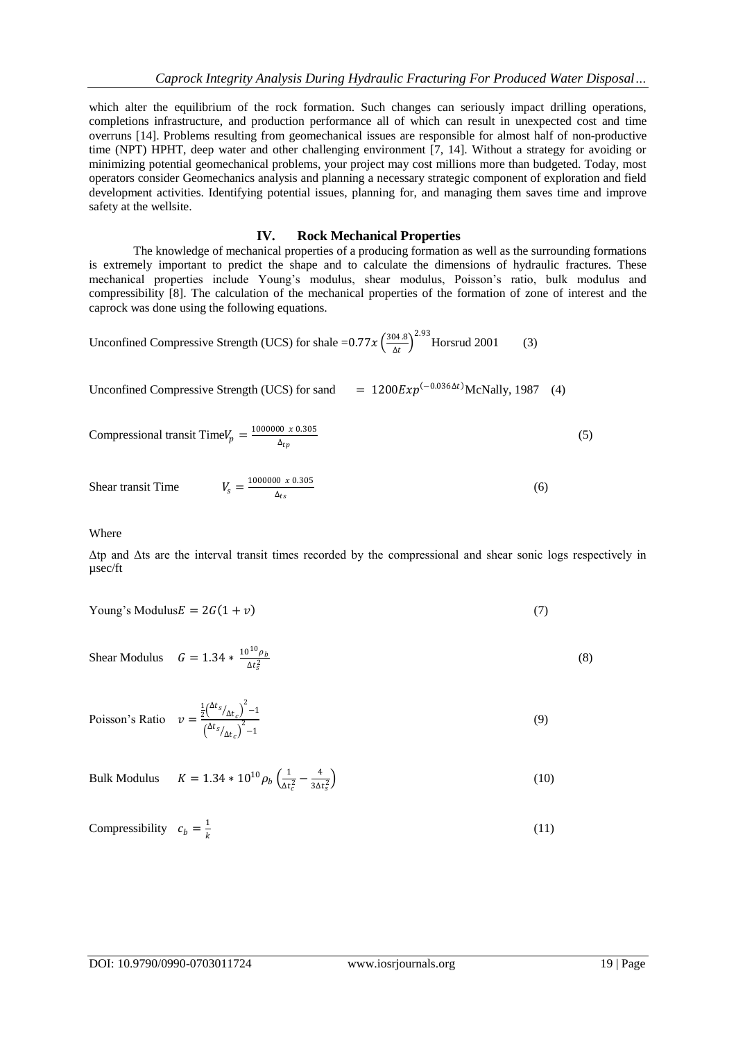which alter the equilibrium of the rock formation. Such changes can seriously impact drilling operations, completions infrastructure, and production performance all of which can result in unexpected cost and time overruns [14]. Problems resulting from geomechanical issues are responsible for almost half of non-productive time (NPT) HPHT, deep water and other challenging environment [7, 14]. Without a strategy for avoiding or minimizing potential geomechanical problems, your project may cost millions more than budgeted. Today, most operators consider Geomechanics analysis and planning a necessary strategic component of exploration and field development activities. Identifying potential issues, planning for, and managing them saves time and improve safety at the wellsite.

## IV. Rock Mechanical Properties

The knowledge of mechanical properties of a producing formation as well as the surrounding formations is extremely important to predict the shape and to calculate the dimensions of hydraulic fractures. These mechanical properties include Young's modulus, shear modulus, Poisson's ratio, bulk modulus and compressibility [8]. The calculation of the mechanical properties of the formation of zone of interest and the caprock was done using the following equations.

Unconfined Compressive Strength (UCS) for shale $= 0.77x\left(\frac{304.8}{\Delta t}\right)^{2.93}$ Horsrud 2001 (3)

Unconfined Compressive Strength (UCS) for sand $= 1200Exp^{(-0.036\Delta t)}$ McNally, 1987 (4)

Compressional transit Time $V_p = \frac{1000000 \ x \ 0.305}{\Delta_{tp}}$ (5)

Shear transit Time $V_s = \frac{1000000 \ x \ 0.305}{\Delta_{ts}}$ (6)

Where

Δtp and Δts are the interval transit times recorded by the compressional and shear sonic logs respectively in μsec/ft

Young's Modulus $E = 2G(1 + v)$ (7)

Shear Modulus $G = 1.34 * \frac{10^{10}\rho_b}{\Delta t_s^2}$ (8)

Poisson's Ratio $v = \frac{\frac{1}{2}\left(\Delta t_s/\Delta t_c\right)^2 - 1}{\left(\Delta t_s/\Delta t_c\right)^2 - 1}$ (9)

Bulk Modulus $K = 1.34 * 10^{10}\rho_b\left(\frac{1}{\Delta t_c^2} - \frac{4}{3\Delta t_s^2}\right)$ (10)

Compressibility $c_b = \frac{1}{k}$ (11)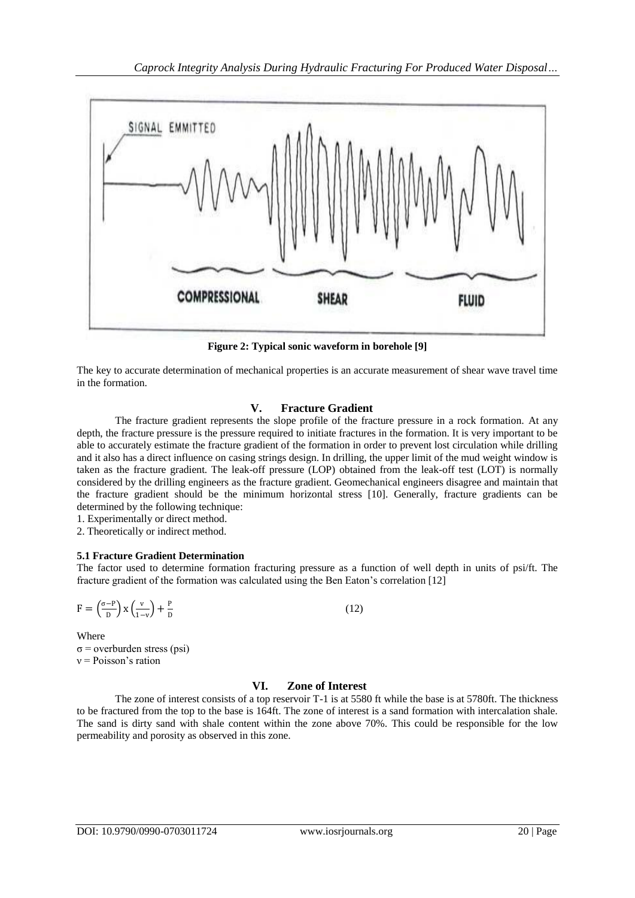Figure 2: Typical sonic waveform in borehole [9]

The key to accurate determination of mechanical properties is an accurate measurement of shear wave travel time in the formation.

## V. Fracture Gradient

The fracture gradient represents the slope profile of the fracture pressure in a rock formation. At any depth, the fracture pressure is the pressure required to initiate fractures in the formation. It is very important to be able to accurately estimate the fracture gradient of the formation in order to prevent lost circulation while drilling and it also has a direct influence on casing strings design. In drilling, the upper limit of the mud weight window is taken as the fracture gradient. The leak-off pressure (LOP) obtained from the leak-off test (LOT) is normally considered by the drilling engineers as the fracture gradient. Geomechanical engineers disagree and maintain that the fracture gradient should be the minimum horizontal stress [10]. Generally, fracture gradients can be determined by the following technique:

1. Experimentally or direct method.
2. Theoretically or indirect method.

### 5.1 Fracture Gradient Determination

The factor used to determine formation fracturing pressure as a function of well depth in units of psi/ft. The fracture gradient of the formation was calculated using the Ben Eaton's correlation [12]

$$F = \left(\frac{\sigma - P}{D}\right) x \left(\frac{v}{1 - v}\right) + \frac{P}{D} \tag{12}$$

Where
$\sigma$ = overburden stress (psi)
$v$ = Poisson's ration

## VI. Zone of Interest

The zone of interest consists of a top reservoir T-1 is at 5580 ft while the base is at 5780ft. The thickness to be fractured from the top to the base is 164ft. The zone of interest is a sand formation with intercalation shale. The sand is dirty sand with shale content within the zone above 70%. This could be responsible for the low permeability and porosity as observed in this zone.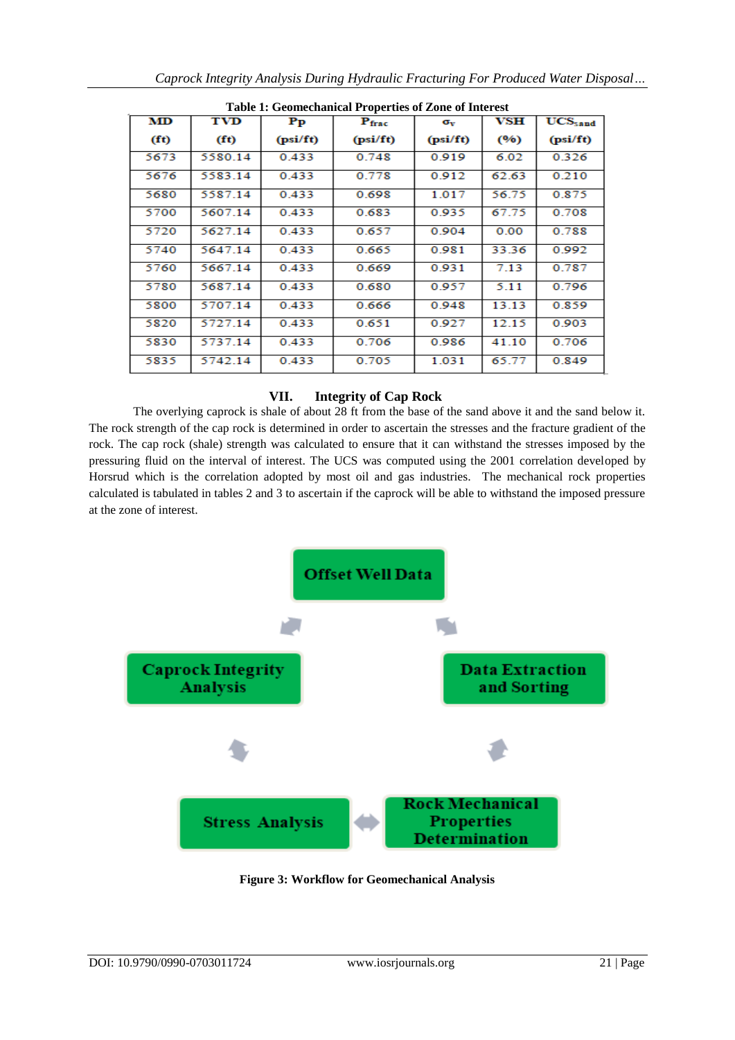**Table 1: Geomechanical Properties of Zone of Interest**

| MD (ft) | TVD (ft) | Pp (psi/ft) | $P_{frac}$ (psi/ft) | $\sigma_v$ (psi/ft) | VSH (%) | $UCS_{sand}$ (psi/ft) |
|---|---|---|---|---|---|---|
| 5673 | 5580.14 | 0.433 | 0.748 | 0.919 | 6.02 | 0.326 |
| 5676 | 5583.14 | 0.433 | 0.778 | 0.912 | 62.63 | 0.210 |
| 5680 | 5587.14 | 0.433 | 0.698 | 1.017 | 56.75 | 0.875 |
| 5700 | 5607.14 | 0.433 | 0.683 | 0.935 | 67.75 | 0.708 |
| 5720 | 5627.14 | 0.433 | 0.657 | 0.904 | 0.00 | 0.788 |
| 5740 | 5647.14 | 0.433 | 0.665 | 0.981 | 33.36 | 0.992 |
| 5760 | 5667.14 | 0.433 | 0.669 | 0.931 | 7.13 | 0.787 |
| 5780 | 5687.14 | 0.433 | 0.680 | 0.957 | 5.11 | 0.796 |
| 5800 | 5707.14 | 0.433 | 0.666 | 0.948 | 13.13 | 0.859 |
| 5820 | 5727.14 | 0.433 | 0.651 | 0.927 | 12.15 | 0.903 |
| 5830 | 5737.14 | 0.433 | 0.706 | 0.986 | 41.10 | 0.706 |
| 5835 | 5742.14 | 0.433 | 0.705 | 1.031 | 65.77 | 0.849 |

## VII. Integrity of Cap Rock

The overlying caprock is shale of about 28 ft from the base of the sand above it and the sand below it. The rock strength of the cap rock is determined in order to ascertain the stresses and the fracture gradient of the rock. The cap rock (shale) strength was calculated to ensure that it can withstand the stresses imposed by the pressuring fluid on the interval of interest. The UCS was computed using the 2001 correlation developed by Horsrud which is the correlation adopted by most oil and gas industries. The mechanical rock properties calculated is tabulated in tables 2 and 3 to ascertain if the caprock will be able to withstand the imposed pressure at the zone of interest.

Offset Well Data → Data Extraction and Sorting → Rock Mechanical Properties Determination ↔ Stress Analysis → Caprock Integrity Analysis → Offset Well Data

**Figure 3: Workflow for Geomechanical Analysis**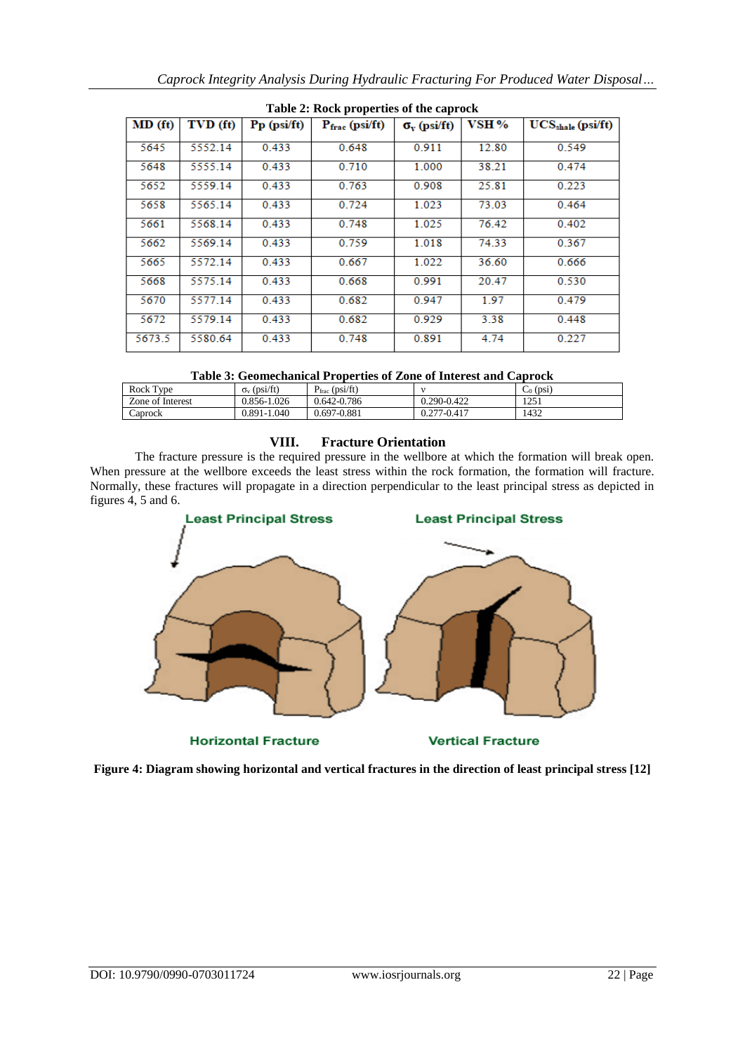**Table 2: Rock properties of the caprock**

| MD (ft) | TVD (ft) | Pp (psi/ft) | $P_{frac}$ (psi/ft) | $\sigma_v$ (psi/ft) | VSH % | $UCS_{shale}$ (psi/ft) |
|---|---|---|---|---|---|---|
| 5645 | 5552.14 | 0.433 | 0.648 | 0.911 | 12.80 | 0.549 |
| 5648 | 5555.14 | 0.433 | 0.710 | 1.000 | 38.21 | 0.474 |
| 5652 | 5559.14 | 0.433 | 0.763 | 0.908 | 25.81 | 0.223 |
| 5658 | 5565.14 | 0.433 | 0.724 | 1.023 | 73.03 | 0.464 |
| 5661 | 5568.14 | 0.433 | 0.748 | 1.025 | 76.42 | 0.402 |
| 5662 | 5569.14 | 0.433 | 0.759 | 1.018 | 74.33 | 0.367 |
| 5665 | 5572.14 | 0.433 | 0.667 | 1.022 | 36.60 | 0.666 |
| 5668 | 5575.14 | 0.433 | 0.668 | 0.991 | 20.47 | 0.530 |
| 5670 | 5577.14 | 0.433 | 0.682 | 0.947 | 1.97 | 0.479 |
| 5672 | 5579.14 | 0.433 | 0.682 | 0.929 | 3.38 | 0.448 |
| 5673.5 | 5580.64 | 0.433 | 0.748 | 0.891 | 4.74 | 0.227 |

**Table 3: Geomechanical Properties of Zone of Interest and Caprock**

| Rock Type | $\sigma_v$ (psi/ft) | $P_{frac}$ (psi/ft) | v | $C_0$ (psi) |
|---|---|---|---|---|
| Zone of Interest | 0.856-1.026 | 0.642-0.786 | 0.290-0.422 | 1251 |
| Caprock | 0.891-1.040 | 0.697-0.881 | 0.277-0.417 | 1432 |

## VIII. Fracture Orientation

The fracture pressure is the required pressure in the wellbore at which the formation will break open. When pressure at the wellbore exceeds the least stress within the rock formation, the formation will fracture. Normally, these fractures will propagate in a direction perpendicular to the least principal stress as depicted in figures 4, 5 and 6.

**Figure 4: Diagram showing horizontal and vertical fractures in the direction of least principal stress [12]**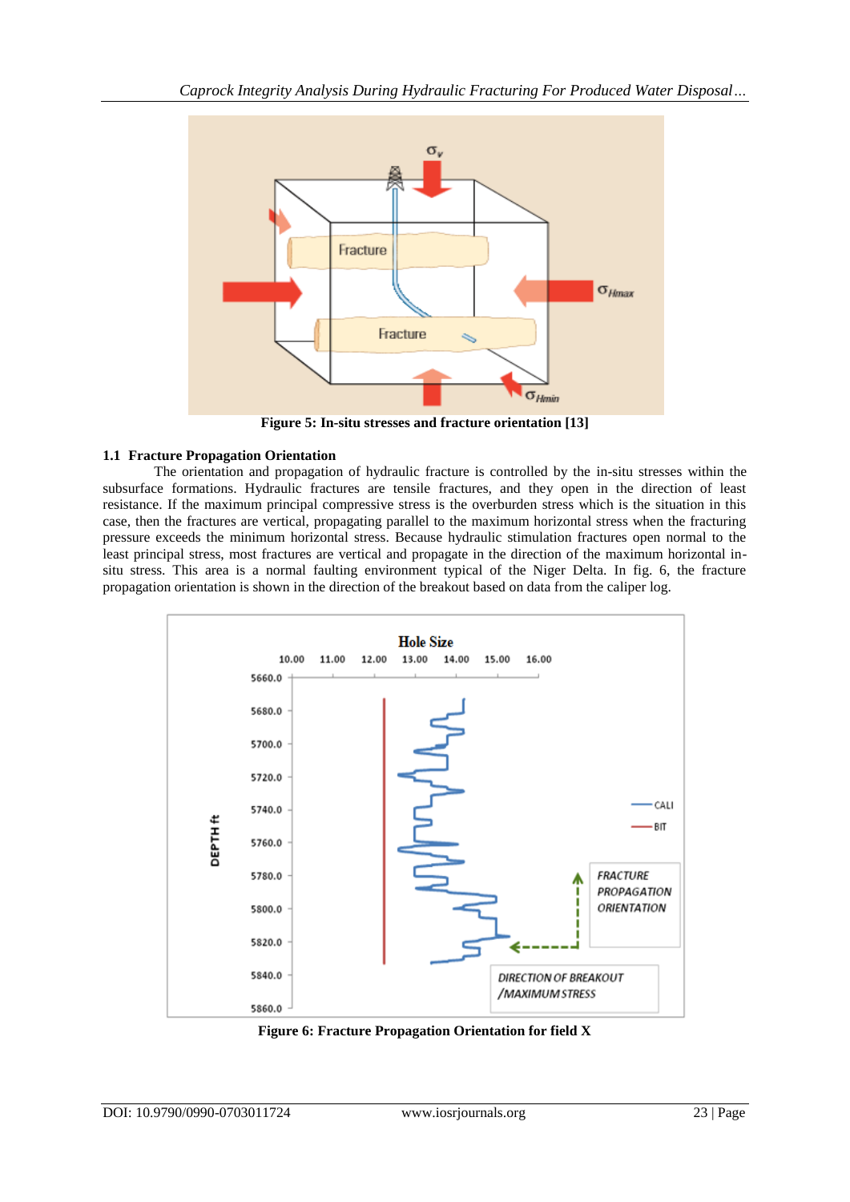Figure 5: In-situ stresses and fracture orientation [13]

## 1.1 Fracture Propagation Orientation

The orientation and propagation of hydraulic fracture is controlled by the in-situ stresses within the subsurface formations. Hydraulic fractures are tensile fractures, and they open in the direction of least resistance. If the maximum principal compressive stress is the overburden stress which is the situation in this case, then the fractures are vertical, propagating parallel to the maximum horizontal stress when the fracturing pressure exceeds the minimum horizontal stress. Because hydraulic stimulation fractures open normal to the least principal stress, most fractures are vertical and propagate in the direction of the maximum horizontal in-situ stress. This area is a normal faulting environment typical of the Niger Delta. In fig. 6, the fracture propagation orientation is shown in the direction of the breakout based on data from the caliper log.

Figure 6: Fracture Propagation Orientation for field X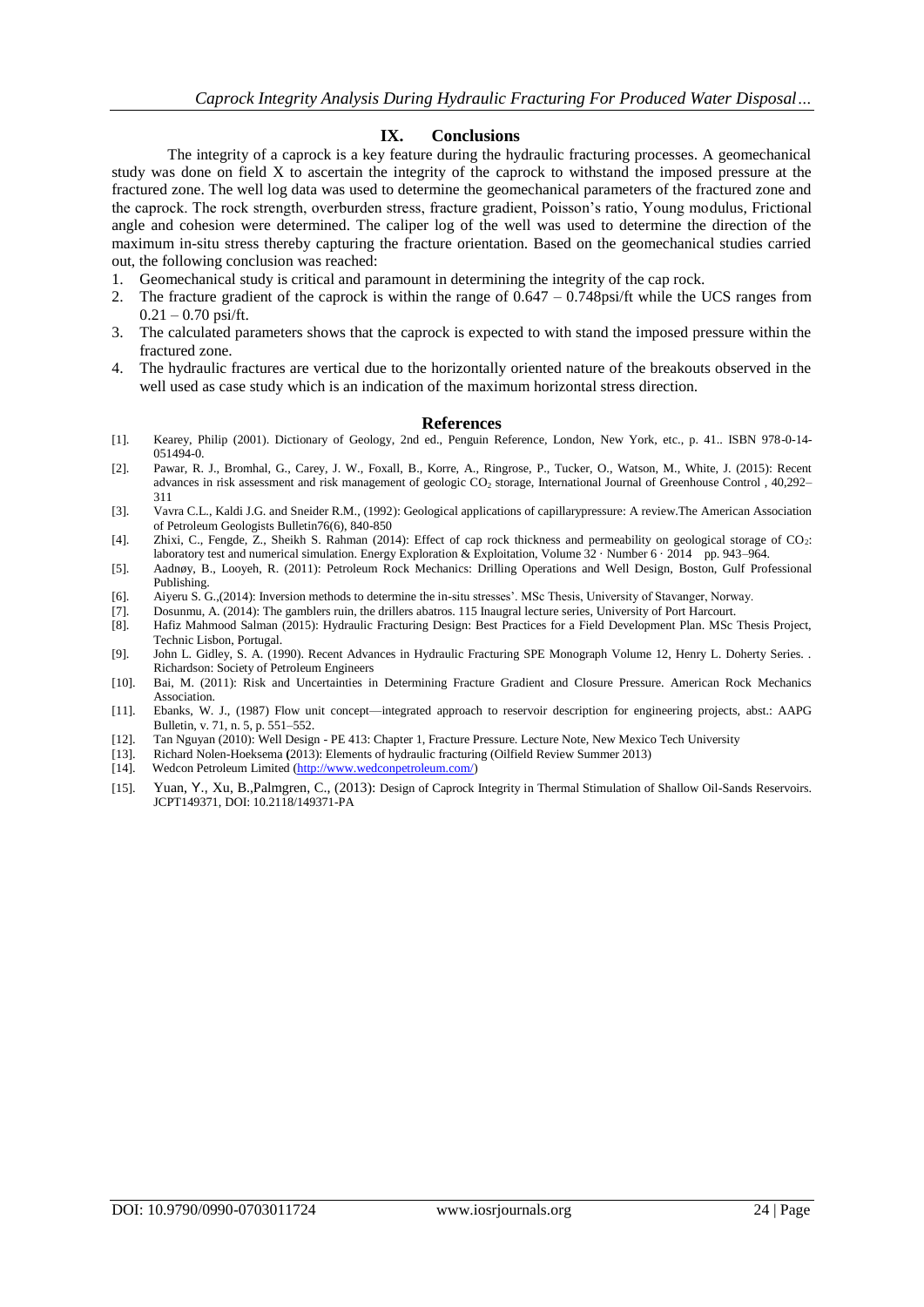## IX. Conclusions

The integrity of a caprock is a key feature during the hydraulic fracturing processes. A geomechanical study was done on field X to ascertain the integrity of the caprock to withstand the imposed pressure at the fractured zone. The well log data was used to determine the geomechanical parameters of the fractured zone and the caprock. The rock strength, overburden stress, fracture gradient, Poisson's ratio, Young modulus, Frictional angle and cohesion were determined. The caliper log of the well was used to determine the direction of the maximum in-situ stress thereby capturing the fracture orientation. Based on the geomechanical studies carried out, the following conclusion was reached:

1. Geomechanical study is critical and paramount in determining the integrity of the cap rock.
2. The fracture gradient of the caprock is within the range of 0.647 – 0.748psi/ft while the UCS ranges from 0.21 – 0.70 psi/ft.
3. The calculated parameters shows that the caprock is expected to with stand the imposed pressure within the fractured zone.
4. The hydraulic fractures are vertical due to the horizontally oriented nature of the breakouts observed in the well used as case study which is an indication of the maximum horizontal stress direction.

## References

[1]. Kearey, Philip (2001). Dictionary of Geology, 2nd ed., Penguin Reference, London, New York, etc., p. 41.. ISBN 978-0-14-051494-0.

[2]. Pawar, R. J., Bromhal, G., Carey, J. W., Foxall, B., Korre, A., Ringrose, P., Tucker, O., Watson, M., White, J. (2015): Recent advances in risk assessment and risk management of geologic $CO_2$ storage, International Journal of Greenhouse Control , 40,292–311

[3]. Vavra C.L., Kaldi J.G. and Sneider R.M., (1992): Geological applications of capillarypressure: A review.The American Association of Petroleum Geologists Bulletin76(6), 840-850

[4]. Zhixi, C., Fengde, Z., Sheikh S. Rahman (2014): Effect of cap rock thickness and permeability on geological storage of $CO_2$: laboratory test and numerical simulation. Energy Exploration & Exploitation, Volume 32 · Number 6 · 2014 pp. 943–964.

[5]. Aadnøy, B., Looyeh, R. (2011): Petroleum Rock Mechanics: Drilling Operations and Well Design, Boston, Gulf Professional Publishing.

[6]. Aiyeru S. G.,(2014): Inversion methods to determine the in-situ stresses'. MSc Thesis, University of Stavanger, Norway.

[7]. Dosunmu, A. (2014): The gamblers ruin, the drillers abatros. 115 Inaugral lecture series, University of Port Harcourt.

[8]. Hafiz Mahmood Salman (2015): Hydraulic Fracturing Design: Best Practices for a Field Development Plan. MSc Thesis Project, Technic Lisbon, Portugal.

[9]. John L. Gidley, S. A. (1990). Recent Advances in Hydraulic Fracturing SPE Monograph Volume 12, Henry L. Doherty Series. . Richardson: Society of Petroleum Engineers

[10]. Bai, M. (2011): Risk and Uncertainties in Determining Fracture Gradient and Closure Pressure. American Rock Mechanics Association.

[11]. Ebanks, W. J., (1987) Flow unit concept—integrated approach to reservoir description for engineering projects, abst.: AAPG Bulletin, v. 71, n. 5, p. 551–552.

[12]. Tan Nguyan (2010): Well Design - PE 413: Chapter 1, Fracture Pressure. Lecture Note, New Mexico Tech University

[13]. Richard Nolen-Hoeksema (2013): Elements of hydraulic fracturing (Oilfield Review Summer 2013)

[14]. Wedcon Petroleum Limited (http://www.wedconpetroleum.com/)

[15]. Yuan, Y., Xu, B.,Palmgren, C., (2013): Design of Caprock Integrity in Thermal Stimulation of Shallow Oil-Sands Reservoirs. JCPT149371, DOI: 10.2118/149371-PA